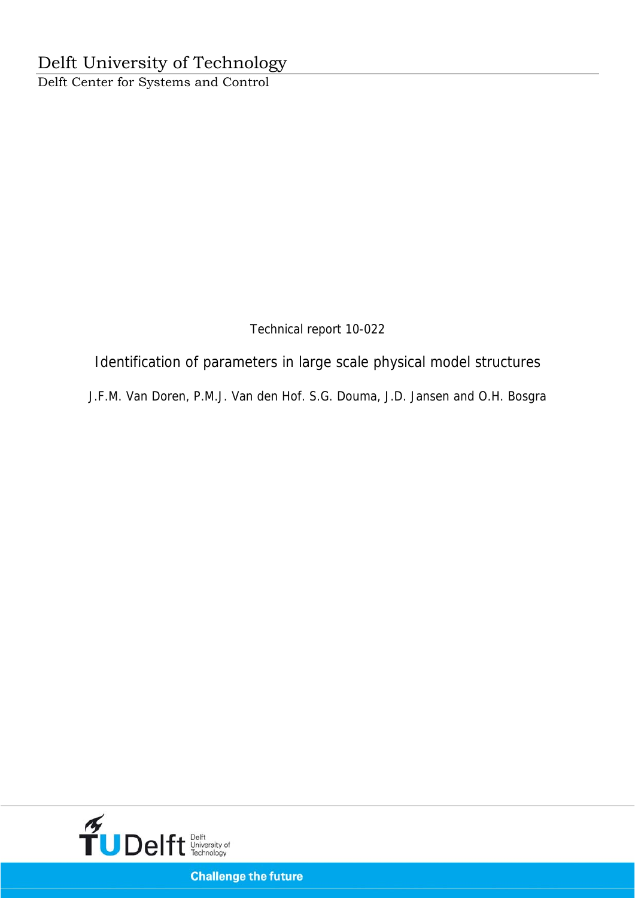# Delft University of Technology

Delft Center for Systems and Control

Technical report 10-022

## Identification of parameters in large scale physical model structures

J.F.M. Van Doren, P.M.J. Van den Hof. S.G. Douma, J.D. Jansen and O.H. Bosgra

Challenge the future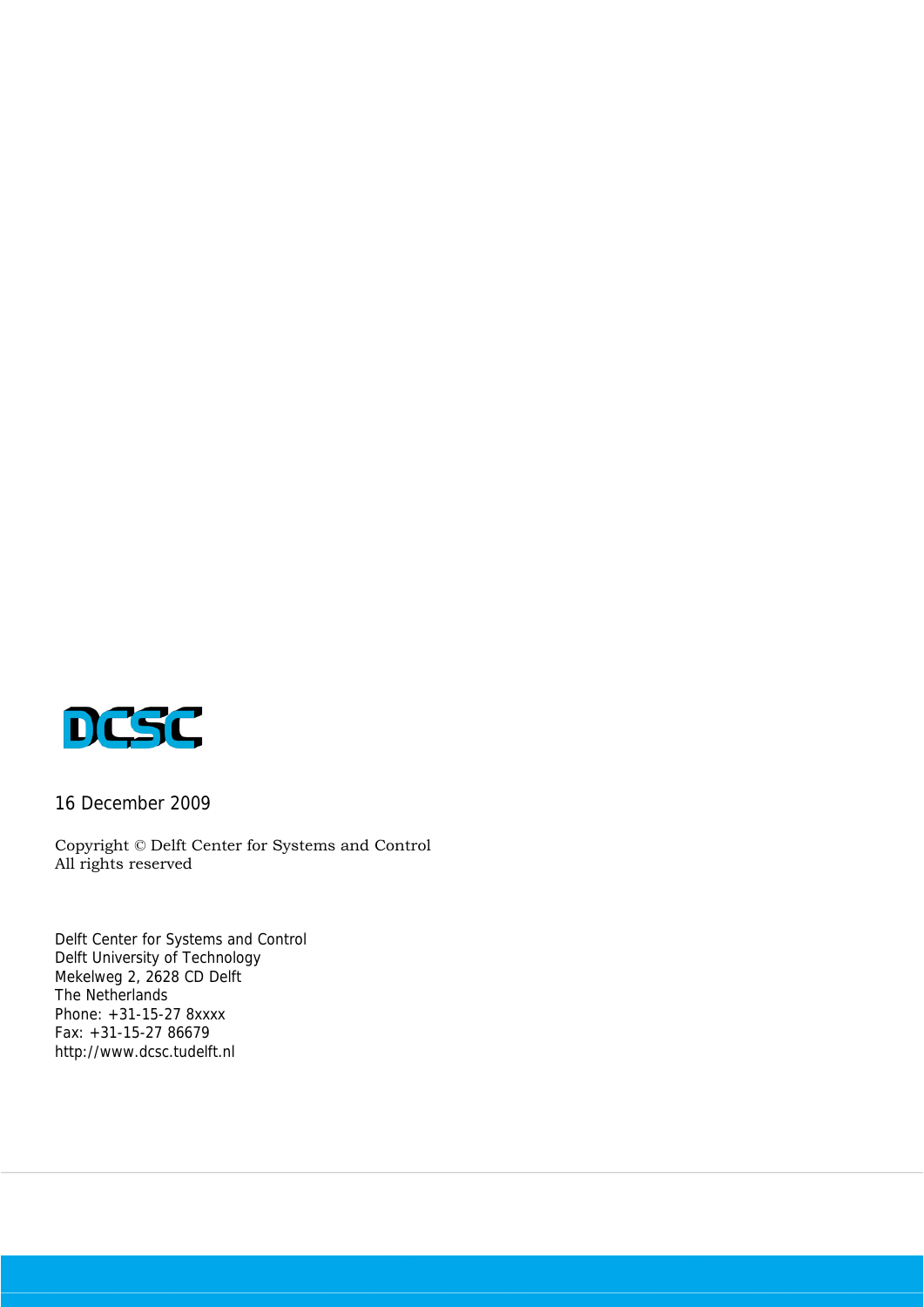DCSC

16 December 2009

Copyright © Delft Center for Systems and Control
All rights reserved

Delft Center for Systems and Control
Delft University of Technology
Mekelweg 2, 2628 CD Delft
The Netherlands
Phone: +31-15-27 8xxxx
Fax: +31-15-27 86679
http://www.dcsc.tudelft.nl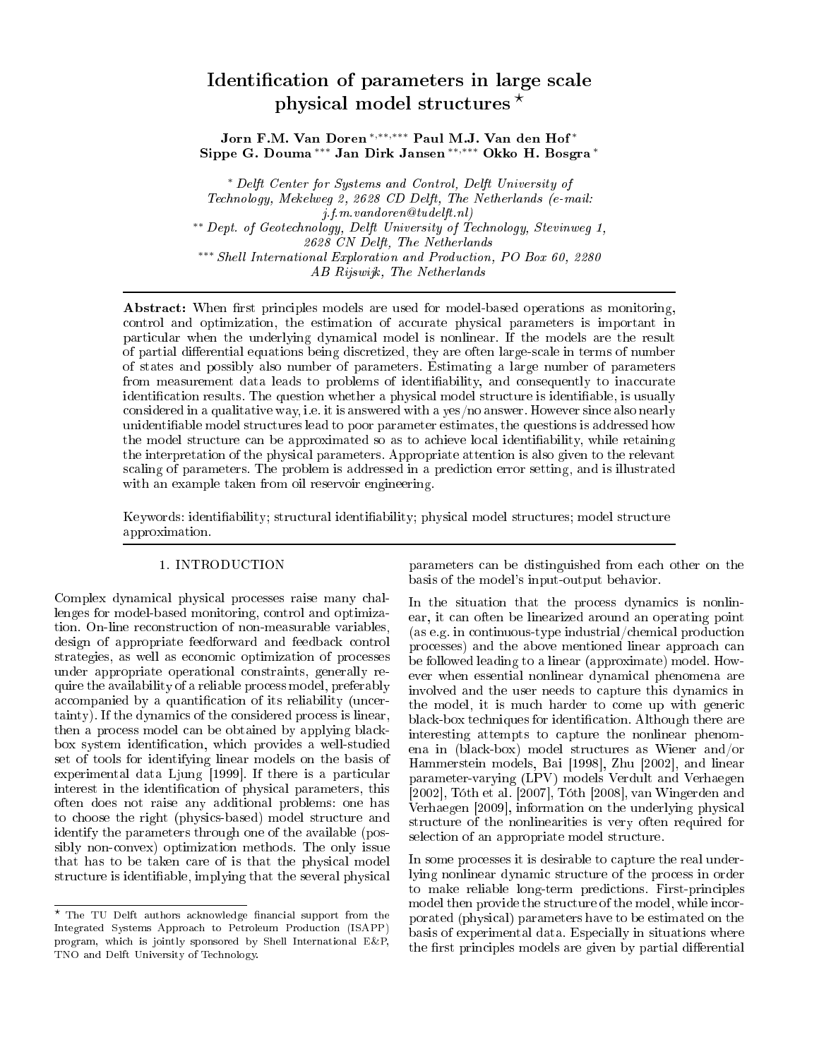# Identification of parameters in large scale physical model structures ⋆

**Jorn F.M. Van Doren** [*,**,***] **Paul M.J. Van den Hof** [*]
**Sippe G. Douma** [***] **Jan Dirk Jansen** [**,***] **Okko H. Bosgra** [*]

[*] *Delft Center for Systems and Control, Delft University of Technology, Mekelweg 2, 2628 CD Delft, The Netherlands (e-mail: j.f.m.vandoren@tudelft.nl)*
[**] *Dept. of Geotechnology, Delft University of Technology, Stevinweg 1, 2628 CN Delft, The Netherlands*
[***] *Shell International Exploration and Production, PO Box 60, 2280 AB Rijswijk, The Netherlands*

**Abstract:** When first principles models are used for model-based operations as monitoring, control and optimization, the estimation of accurate physical parameters is important in particular when the underlying dynamical model is nonlinear. If the models are the result of partial differential equations being discretized, they are often large-scale in terms of number of states and possibly also number of parameters. Estimating a large number of parameters from measurement data leads to problems of identifiability, and consequently to inaccurate identification results. The question whether a physical model structure is identifiable, is usually considered in a qualitative way, i.e. it is answered with a yes/no answer. However since also nearly unidentifiable model structures lead to poor parameter estimates, the questions is addressed how the model structure can be approximated so as to achieve local identifiability, while retaining the interpretation of the physical parameters. Appropriate attention is also given to the relevant scaling of parameters. The problem is addressed in a prediction error setting, and is illustrated with an example taken from oil reservoir engineering.

Keywords: identifiability; structural identifiability; physical model structures; model structure approximation.

## 1. INTRODUCTION

Complex dynamical physical processes raise many challenges for model-based monitoring, control and optimization. On-line reconstruction of non-measurable variables, design of appropriate feedforward and feedback control strategies, as well as economic optimization of processes under appropriate operational constraints, generally require the availability of a reliable process model, preferably accompanied by a quantification of its reliability (uncertainty). If the dynamics of the considered process is linear, then a process model can be obtained by applying black-box system identification, which provides a well-studied set of tools for identifying linear models on the basis of experimental data Ljung [1999]. If there is a particular interest in the identification of physical parameters, this often does not raise any additional problems: one has to choose the right (physics-based) model structure and identify the parameters through one of the available (possibly non-convex) optimization methods. The only issue that has to be taken care of is that the physical model structure is identifiable, implying that the several physical parameters can be distinguished from each other on the basis of the model's input-output behavior.

In the situation that the process dynamics is nonlinear, it can often be linearized around an operating point (as e.g. in continuous-type industrial/chemical production processes) and the above mentioned linear approach can be followed leading to a linear (approximate) model. However when essential nonlinear dynamical phenomena are involved and the user needs to capture this dynamics in the model, it is much harder to come up with generic black-box techniques for identification. Although there are interesting attempts to capture the nonlinear phenomena in (black-box) model structures as Wiener and/or Hammerstein models, Bai [1998], Zhu [2002], and linear parameter-varying (LPV) models Verdult and Verhaegen [2002], Tóth et al. [2007], Tóth [2008], van Wingerden and Verhaegen [2009], information on the underlying physical structure of the nonlinearities is very often required for selection of an appropriate model structure.

In some processes it is desirable to capture the real underlying nonlinear dynamic structure of the process in order to make reliable long-term predictions. First-principles model then provide the structure of the model, while incorporated (physical) parameters have to be estimated on the basis of experimental data. Especially in situations where the first principles models are given by partial differential

⋆ The TU Delft authors acknowledge financial support from the Integrated Systems Approach to Petroleum Production (ISAPP) program, which is jointly sponsored by Shell International E&P, TNO and Delft University of Technology.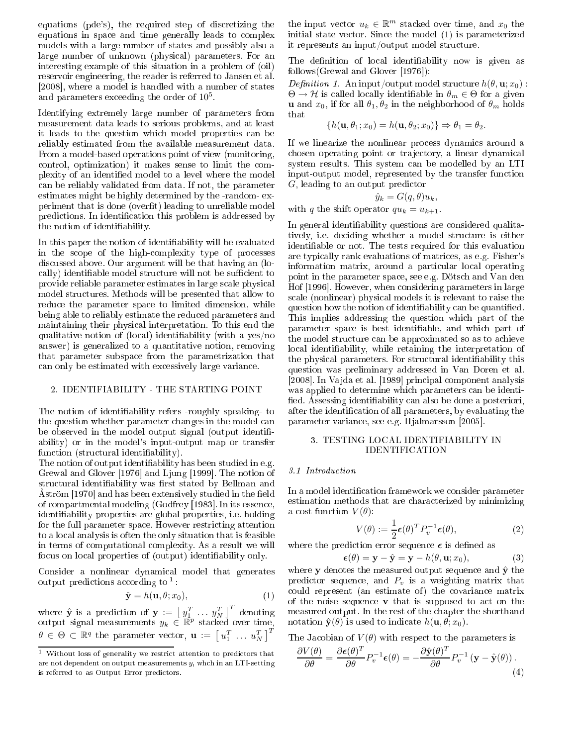equations (pde's), the required step of discretizing the equations in space and time generally leads to complex models with a large number of states and possibly also a large number of unknown (physical) parameters. For an interesting example of this situation in a problem of (oil) reservoir engineering, the reader is referred to Jansen et al. [2008], where a model is handled with a number of states and parameters exceeding the order of $10^5$.

Identifying extremely large number of parameters from measurement data leads to serious problems, and at least it leads to the question which model properties can be reliably estimated from the available measurement data. From a model-based operations point of view (monitoring, control, optimization) it makes sense to limit the complexity of an identified model to a level where the model can be reliably validated from data. If not, the parameter estimates might be highly determined by the -random- experiment that is done (overfit) leading to unreliable model predictions. In identification this problem is addressed by the notion of identifiability.

In this paper the notion of identifiability will be evaluated in the scope of the high-complexity type of processes discussed above. Our argument will be that having an (locally) identifiable model structure will not be sufficient to provide reliable parameter estimates in large scale physical model structures. Methods will be presented that allow to reduce the parameter space to limited dimension, while being able to reliably estimate the reduced parameters and maintaining their physical interpretation. To this end the qualitative notion of (local) identifiability (with a yes/no answer) is generalized to a quantitative notion, removing that parameter subspace from the parametrization that can only be estimated with excessively large variance.

## 2. IDENTIFIABILITY - THE STARTING POINT

The notion of identifiability refers -roughly speaking- to the question whether parameter changes in the model can be observed in the model output signal (output identifiability) or in the model's input-output map or transfer function (structural identifiability).

The notion of output identifiability has been studied in e.g. Grewal and Glover [1976] and Ljung [1999]. The notion of structural identifiability was first stated by Bellman and Åström [1970] and has been extensively studied in the field of compartmental modeling (Godfrey [1983]. In its essence, identifiability properties are global properties, i.e. holding for the full parameter space. However restricting attention to a local analysis is often the only situation that is feasible in terms of computational complexity. As a result we will focus on local properties of (output) identifiability only.

Consider a nonlinear dynamical model that generates output predictions according to [1]:

$$\hat{\mathbf{y}} = h(\mathbf{u}, \theta; x_0), \tag{1}$$

where $\hat{\mathbf{y}}$ is a prediction of $\mathbf{y} := \left[\, y_1^T \, \dots \, y_N^T \,\right]^T$ denoting output signal measurements $y_k \in \mathbb{R}^p$ stacked over time, $\theta \in \Theta \subset \mathbb{R}^q$ the parameter vector, $\mathbf{u} := \left[\, u_1^T \, \dots \, u_N^T \,\right]^T$ the input vector $u_k \in \mathbb{R}^m$ stacked over time, and $x_0$ the initial state vector. Since the model (1) is parameterized it represents an input/output model structure.

[1] Without loss of generality we restrict attention to predictors that are not dependent on output measurements $y$, whch in an LTI-setting is referred to as Output Error predictors.

The definition of local identifiability now is given as follows(Grewal and Glover [1976]):

*Definition 1.* An input/output model structure $h(\theta, \mathbf{u}; x_0) : \Theta \to \mathcal{H}$ is called locally identifiable in $\theta_m \in \Theta$ for a given $\mathbf{u}$ and $x_0$, if for all $\theta_1, \theta_2$ in the neighborhood of $\theta_m$ holds that

$$\{h(\mathbf{u}, \theta_1; x_0) = h(\mathbf{u}, \theta_2; x_0)\} \Rightarrow \theta_1 = \theta_2.$$

If we linearize the nonlinear process dynamics around a chosen operating point or trajectory, a linear dynamical system results. This system can be modelled by an LTI input-output model, represented by the transfer function $G$, leading to an output predictor

$$\hat{y}_k = G(q, \theta) u_k,$$

with $q$ the shift operator $q u_k = u_{k+1}$.

In general identifiability questions are considered qualitatively, i.e. deciding whether a model structure is either identifiable or not. The tests required for this evaluation are typically rank evaluations of matrices, as e.g. Fisher's information matrix, around a particular local operating point in the parameter space, see e.g. Dötsch and Van den Hof [1996]. However, when considering parameters in large scale (nonlinear) physical models it is relevant to raise the question how the notion of identifiability can be quantified. This implies addressing the question which part of the parameter space is best identifiable, and which part of the model structure can be approximated so as to achieve local identifiability, while retaining the interpretation of the physical parameters. For structural identifiability this question was preliminary addressed in Van Doren et al. [2008]. In Vajda et al. [1989] principal component analysis was applied to determine which parameters can be identified. Assessing identifiability can also be done a posteriori, after the identification of all parameters, by evaluating the parameter variance, see e.g. Hjalmarsson [2005].

## 3. TESTING LOCAL IDENTIFIABILITY IN IDENTIFICATION

### 3.1 Introduction

In a model identification framework we consider parameter estimation methods that are characterized by minimizing a cost function $V(\theta)$:

$$V(\theta) := \frac{1}{2} \boldsymbol{\epsilon}(\theta)^T P_v^{-1} \boldsymbol{\epsilon}(\theta), \tag{2}$$

where the prediction error sequence $\boldsymbol{\epsilon}$ is defined as

$$\boldsymbol{\epsilon}(\theta) = \mathbf{y} - \hat{\mathbf{y}} = \mathbf{y} - h(\theta, \mathbf{u}; x_0), \tag{3}$$

where $\mathbf{y}$ denotes the measured output sequence and $\hat{\mathbf{y}}$ the predictor sequence, and $P_v$ is a weighting matrix that could represent (an estimate of) the covariance matrix of the noise sequence $\mathbf{v}$ that is supposed to act on the measured output. In the rest of the chapter the shorthand notation $\hat{\mathbf{y}}(\theta)$ is used to indicate $h(\mathbf{u}, \theta; x_0)$.

The Jacobian of $V(\theta)$ with respect to the parameters is

$$\frac{\partial V(\theta)}{\partial \theta} = \frac{\partial \boldsymbol{\epsilon}(\theta)^T}{\partial \theta} P_v^{-1} \boldsymbol{\epsilon}(\theta) = -\frac{\partial \hat{\mathbf{y}}(\theta)^T}{\partial \theta} P_v^{-1} \left( \mathbf{y} - \hat{\mathbf{y}}(\theta) \right). \tag{4}$$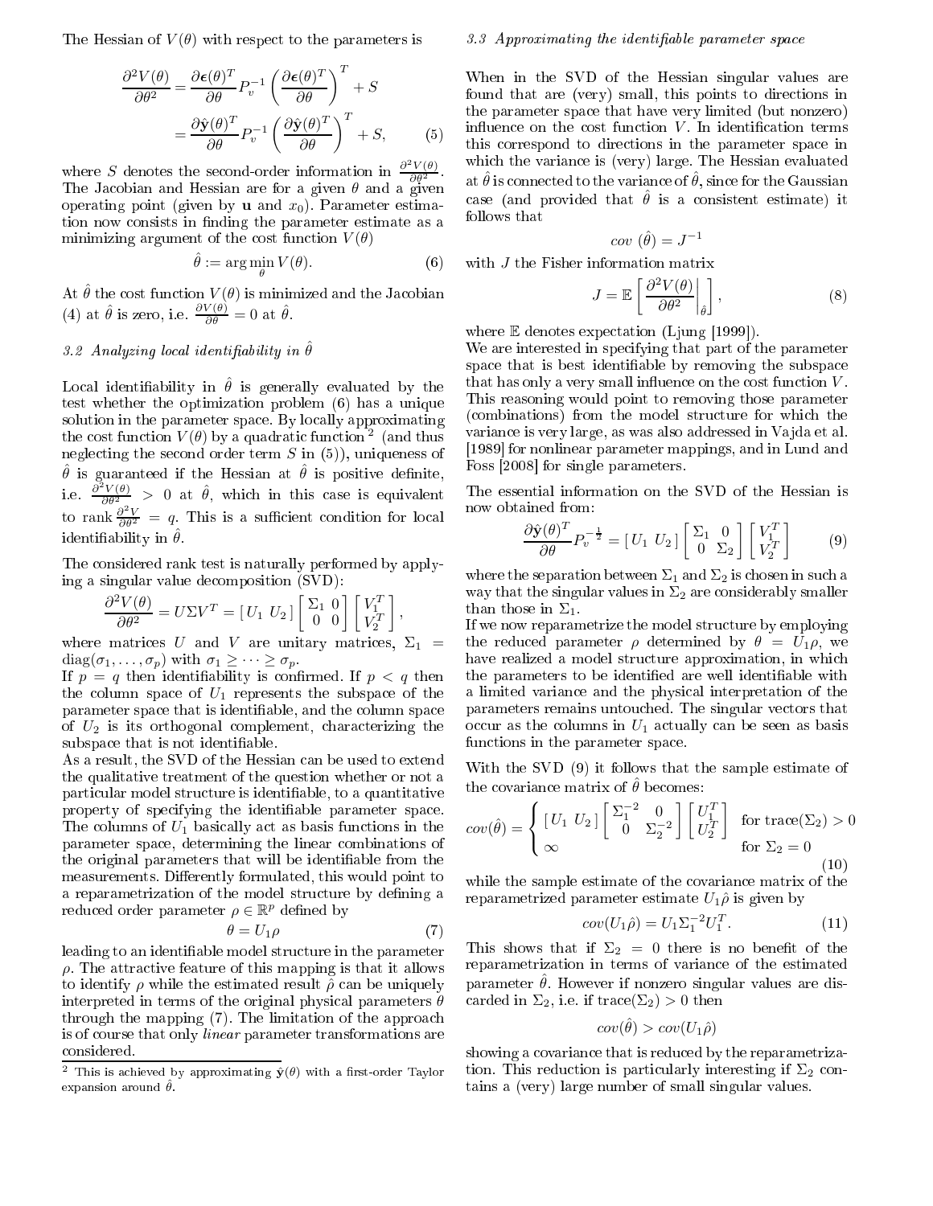The Hessian of $V(\theta)$ with respect to the parameters is

$$
\begin{aligned}
\frac{\partial^2 V(\theta)}{\partial \theta^2} &= \frac{\partial \boldsymbol{\epsilon}(\theta)^T}{\partial \theta} P_v^{-1} \left( \frac{\partial \boldsymbol{\epsilon}(\theta)^T}{\partial \theta} \right)^T + S \\
&= \frac{\partial \hat{\mathbf{y}}(\theta)^T}{\partial \theta} P_v^{-1} \left( \frac{\partial \hat{\mathbf{y}}(\theta)^T}{\partial \theta} \right)^T + S, \qquad (5)
\end{aligned}
$$

where $S$ denotes the second-order information in $\frac{\partial^2 V(\theta)}{\partial \theta^2}$. The Jacobian and Hessian are for a given $\theta$ and a given operating point (given by $\mathbf{u}$ and $x_0$). Parameter estimation now consists in finding the parameter estimate as a minimizing argument of the cost function $V(\theta)$

$$
\hat{\theta} := \arg\min_{\theta} V(\theta). \qquad (6)
$$

At $\hat{\theta}$ the cost function $V(\theta)$ is minimized and the Jacobian (4) at $\hat{\theta}$ is zero, i.e. $\frac{\partial V(\theta)}{\partial \theta} = 0$ at $\hat{\theta}$.

### 3.2 Analyzing local identifiability in $\hat{\theta}$

Local identifiability in $\hat{\theta}$ is generally evaluated by the test whether the optimization problem (6) has a unique solution in the parameter space. By locally approximating the cost function $V(\theta)$ by a quadratic function [2] (and thus neglecting the second order term $S$ in (5)), uniqueness of $\hat{\theta}$ is guaranteed if the Hessian at $\hat{\theta}$ is positive definite, i.e. $\frac{\partial^2 V(\theta)}{\partial \theta^2} > 0$ at $\hat{\theta}$, which in this case is equivalent to rank $\frac{\partial^2 V}{\partial \theta^2} = q$. This is a sufficient condition for local identifiability in $\hat{\theta}$.

The considered rank test is naturally performed by applying a singular value decomposition (SVD):

$$
\frac{\partial^2 V(\theta)}{\partial \theta^2} = U \Sigma V^T = [\, U_1 \; U_2 \,] \begin{bmatrix} \Sigma_1 & 0 \\ 0 & 0 \end{bmatrix} \begin{bmatrix} V_1^T \\ V_2^T \end{bmatrix},
$$

where matrices $U$ and $V$ are unitary matrices, $\Sigma_1 = \text{diag}(\sigma_1, \ldots, \sigma_p)$ with $\sigma_1 \geq \cdots \geq \sigma_p$.

If $p = q$ then identifiability is confirmed. If $p < q$ then the column space of $U_1$ represents the subspace of the parameter space that is identifiable, and the column space of $U_2$ is its orthogonal complement, characterizing the subspace that is not identifiable.

As a result, the SVD of the Hessian can be used to extend the qualitative treatment of the question whether or not a particular model structure is identifiable, to a quantitative property of specifying the identifiable parameter space. The columns of $U_1$ basically act as basis functions in the parameter space, determining the linear combinations of the original parameters that will be identifiable from the measurements. Differently formulated, this would point to a reparametrization of the model structure by defining a reduced order parameter $\rho \in \mathbb{R}^p$ defined by

$$
\theta = U_1 \rho \qquad (7)
$$

leading to an identifiable model structure in the parameter $\rho$. The attractive feature of this mapping is that it allows to identify $\rho$ while the estimated result $\hat{\rho}$ can be uniquely interpreted in terms of the original physical parameters $\theta$ through the mapping (7). The limitation of the approach is of course that only *linear* parameter transformations are considered.

[2] This is achieved by approximating $\hat{\mathbf{y}}(\theta)$ with a first-order Taylor expansion around $\hat{\theta}$.

### 3.3 Approximating the identifiable parameter space

When in the SVD of the Hessian singular values are found that are (very) small, this points to directions in the parameter space that have very limited (but nonzero) influence on the cost function $V$. In identification terms this correspond to directions in the parameter space in which the variance is (very) large. The Hessian evaluated at $\hat{\theta}$ is connected to the variance of $\hat{\theta}$, since for the Gaussian case (and provided that $\hat{\theta}$ is a consistent estimate) it follows that

$$
cov\ (\hat{\theta}) = J^{-1}
$$

with $J$ the Fisher information matrix

$$
J = \mathbb{E} \left[ \left. \frac{\partial^2 V(\theta)}{\partial \theta^2} \right|_{\hat{\theta}} \right], \qquad (8)
$$

where $\mathbb{E}$ denotes expectation (Ljung [1999]).

We are interested in specifying that part of the parameter space that is best identifiable by removing the subspace that has only a very small influence on the cost function $V$. This reasoning would point to removing those parameter (combinations) from the model structure for which the variance is very large, as was also addressed in Vajda et al. [1989] for nonlinear parameter mappings, and in Lund and Foss [2008] for single parameters.

The essential information on the SVD of the Hessian is now obtained from:

$$
\frac{\partial \hat{\mathbf{y}}(\theta)^T}{\partial \theta} P_v^{-\frac{1}{2}} = [\, U_1 \; U_2 \,] \begin{bmatrix} \Sigma_1 & 0 \\ 0 & \Sigma_2 \end{bmatrix} \begin{bmatrix} V_1^T \\ V_2^T \end{bmatrix} \qquad (9)
$$

where the separation between $\Sigma_1$ and $\Sigma_2$ is chosen in such a way that the singular values in $\Sigma_2$ are considerably smaller than those in $\Sigma_1$.

If we now reparametrize the model structure by employing the reduced parameter $\rho$ determined by $\theta = U_1 \rho$, we have realized a model structure approximation, in which the parameters to be identified are well identifiable with a limited variance and the physical interpretation of the parameters remains untouched. The singular vectors that occur as the columns in $U_1$ actually can be seen as basis functions in the parameter space.

With the SVD (9) it follows that the sample estimate of the covariance matrix of $\hat{\theta}$ becomes:

$$
cov(\hat{\theta}) = \begin{cases} [\, U_1 \; U_2 \,] \begin{bmatrix} \Sigma_1^{-2} & 0 \\ 0 & \Sigma_2^{-2} \end{bmatrix} \begin{bmatrix} U_1^T \\ U_2^T \end{bmatrix} & \text{for trace}(\Sigma_2) > 0 \\ \infty & \text{for } \Sigma_2 = 0 \end{cases} \qquad (10)
$$

while the sample estimate of the covariance matrix of the reparametrized parameter estimate $U_1 \hat{\rho}$ is given by

$$
cov(U_1 \hat{\rho}) = U_1 \Sigma_1^{-2} U_1^T. \qquad (11)
$$

This shows that if $\Sigma_2 = 0$ there is no benefit of the reparametrization in terms of variance of the estimated parameter $\hat{\theta}$. However if nonzero singular values are discarded in $\Sigma_2$, i.e. if trace$(\Sigma_2) > 0$ then

$$
cov(\hat{\theta}) > cov(U_1 \hat{\rho})
$$

showing a covariance that is reduced by the reparametrization. This reduction is particularly interesting if $\Sigma_2$ contains a (very) large number of small singular values.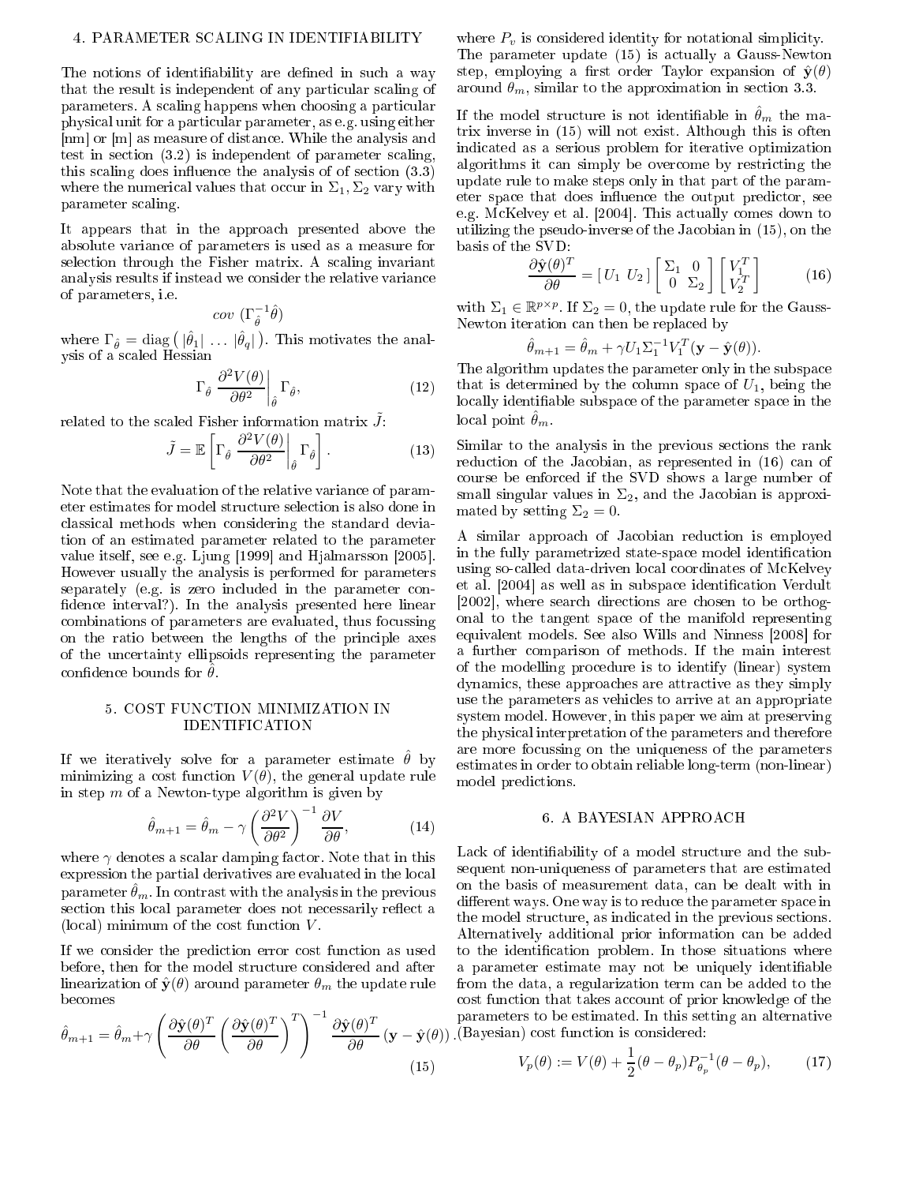## 4. PARAMETER SCALING IN IDENTIFIABILITY

The notions of identifiability are defined in such a way that the result is independent of any particular scaling of parameters. A scaling happens when choosing a particular physical unit for a particular parameter, as e.g. using either [nm] or [m] as measure of distance. While the analysis and test in section (3.2) is independent of parameter scaling, this scaling does influence the analysis of of section (3.3) where the numerical values that occur in $\Sigma_1, \Sigma_2$ vary with parameter scaling.

It appears that in the approach presented above the absolute variance of parameters is used as a measure for selection through the Fisher matrix. A scaling invariant analysis results if instead we consider the relative variance of parameters, i.e.

$$cov\ (\Gamma_{\hat{\theta}}^{-1}\hat{\theta})$$

where $\Gamma_{\hat{\theta}} = \text{diag}\left( |\hat{\theta}_1| \ \dots \ |\hat{\theta}_q| \right)$. This motivates the analysis of a scaled Hessian

$$\Gamma_{\hat{\theta}} \left. \frac{\partial^2 V(\theta)}{\partial \theta^2} \right|_{\hat{\theta}} \Gamma_{\hat{\theta}}, \tag{12}$$

related to the scaled Fisher information matrix $\tilde{J}$:

$$\tilde{J} = \mathbb{E}\left[ \Gamma_{\hat{\theta}} \left. \frac{\partial^2 V(\theta)}{\partial \theta^2} \right|_{\hat{\theta}} \Gamma_{\hat{\theta}} \right]. \tag{13}$$

Note that the evaluation of the relative variance of parameter estimates for model structure selection is also done in classical methods when considering the standard deviation of an estimated parameter related to the parameter value itself, see e.g. Ljung [1999] and Hjalmarsson [2005]. However usually the analysis is performed for parameters separately (e.g. is zero included in the parameter confidence interval?). In the analysis presented here linear combinations of parameters are evaluated, thus focussing on the ratio between the lengths of the principle axes of the uncertainty ellipsoids representing the parameter confidence bounds for $\hat{\theta}$.

## 5. COST FUNCTION MINIMIZATION IN IDENTIFICATION

If we iteratively solve for a parameter estimate $\hat{\theta}$ by minimizing a cost function $V(\theta)$, the general update rule in step $m$ of a Newton-type algorithm is given by

$$\hat{\theta}_{m+1} = \hat{\theta}_m - \gamma \left( \frac{\partial^2 V}{\partial \theta^2} \right)^{-1} \frac{\partial V}{\partial \theta}, \tag{14}$$

where $\gamma$ denotes a scalar damping factor. Note that in this expression the partial derivatives are evaluated in the local parameter $\hat{\theta}_m$. In contrast with the analysis in the previous section this local parameter does not necessarily reflect a (local) minimum of the cost function $V$.

If we consider the prediction error cost function as used before, then for the model structure considered and after linearization of $\hat{\mathbf{y}}(\theta)$ around parameter $\theta_m$ the update rule becomes

$$\hat{\theta}_{m+1} = \hat{\theta}_m + \gamma \left( \frac{\partial \hat{\mathbf{y}}(\theta)^T}{\partial \theta} \left( \frac{\partial \hat{\mathbf{y}}(\theta)^T}{\partial \theta} \right)^T \right)^{-1} \frac{\partial \hat{\mathbf{y}}(\theta)^T}{\partial \theta} (\mathbf{y} - \hat{\mathbf{y}}(\theta)). \tag{15}$$

where $P_v$ is considered identity for notational simplicity. The parameter update (15) is actually a Gauss-Newton step, employing a first order Taylor expansion of $\hat{\mathbf{y}}(\theta)$ around $\theta_m$, similar to the approximation in section 3.3.

If the model structure is not identifiable in $\hat{\theta}_m$ the matrix inverse in (15) will not exist. Although this is often indicated as a serious problem for iterative optimization algorithms it can simply be overcome by restricting the update rule to make steps only in that part of the parameter space that does influence the output predictor, see e.g. McKelvey et al. [2004]. This actually comes down to utilizing the pseudo-inverse of the Jacobian in (15), on the basis of the SVD:

$$\frac{\partial \hat{\mathbf{y}}(\theta)^T}{\partial \theta} = \left[ \, U_1 \ \ U_2 \, \right] \begin{bmatrix} \Sigma_1 & 0 \\ 0 & \Sigma_2 \end{bmatrix} \begin{bmatrix} V_1^T \\ V_2^T \end{bmatrix} \tag{16}$$

with $\Sigma_1 \in \mathbb{R}^{p \times p}$. If $\Sigma_2 = 0$, the update rule for the Gauss-Newton iteration can then be replaced by

$$\hat{\theta}_{m+1} = \hat{\theta}_m + \gamma U_1 \Sigma_1^{-1} V_1^T (\mathbf{y} - \hat{\mathbf{y}}(\theta)).$$

The algorithm updates the parameter only in the subspace that is determined by the column space of $U_1$, being the locally identifiable subspace of the parameter space in the local point $\hat{\theta}_m$.

Similar to the analysis in the previous sections the rank reduction of the Jacobian, as represented in (16) can of course be enforced if the SVD shows a large number of small singular values in $\Sigma_2$, and the Jacobian is approximated by setting $\Sigma_2 = 0$.

A similar approach of Jacobian reduction is employed in the fully parametrized state-space model identification using so-called data-driven local coordinates of McKelvey et al. [2004] as well as in subspace identification Verdult [2002], where search directions are chosen to be orthogonal to the tangent space of the manifold representing equivalent models. See also Wills and Ninness [2008] for a further comparison of methods. If the main interest of the modelling procedure is to identify (linear) system dynamics, these approaches are attractive as they simply use the parameters as vehicles to arrive at an appropriate system model. However, in this paper we aim at preserving the physical interpretation of the parameters and therefore are more focussing on the uniqueness of the parameters estimates in order to obtain reliable long-term (non-linear) model predictions.

## 6. A BAYESIAN APPROACH

Lack of identifiability of a model structure and the subsequent non-uniqueness of parameters that are estimated on the basis of measurement data, can be dealt with in different ways. One way is to reduce the parameter space in the model structure, as indicated in the previous sections. Alternatively additional prior information can be added to the identification problem. In those situations where a parameter estimate may not be uniquely identifiable from the data, a regularization term can be added to the cost function that takes account of prior knowledge of the parameters to be estimated. In this setting an alternative (Bayesian) cost function is considered:

$$V_p(\theta) := V(\theta) + \frac{1}{2}(\theta - \theta_p) P_{\theta_p}^{-1} (\theta - \theta_p), \tag{17}$$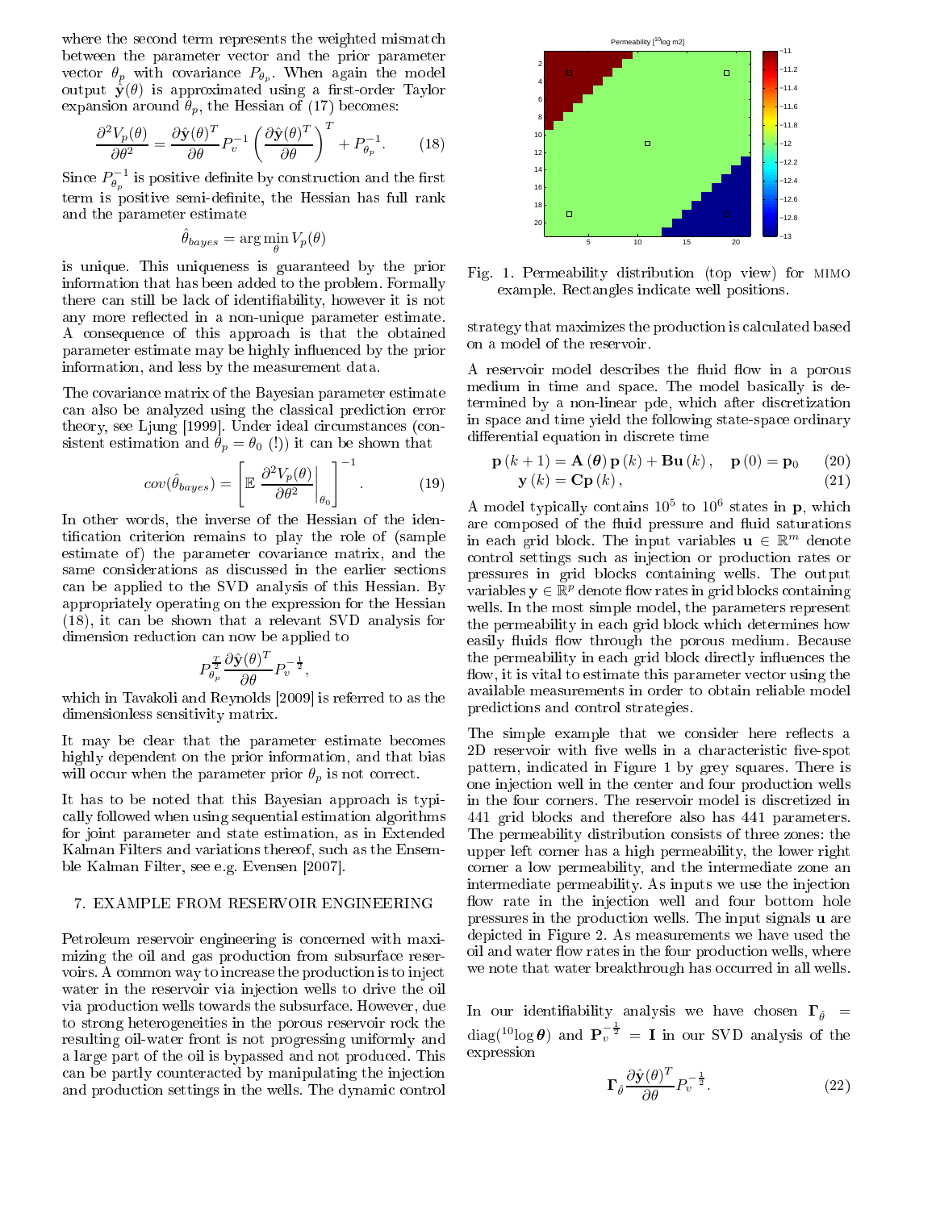where the second term represents the weighted mismatch between the parameter vector and the prior parameter vector $\theta_p$ with covariance $P_{\theta_p}$. When again the model output $\hat{\mathbf{y}}(\theta)$ is approximated using a first-order Taylor expansion around $\theta_p$, the Hessian of (17) becomes:

$$\frac{\partial^2 V_p(\theta)}{\partial \theta^2} = \frac{\partial \hat{\mathbf{y}}(\theta)^T}{\partial \theta} P_v^{-1} \left( \frac{\partial \hat{\mathbf{y}}(\theta)^T}{\partial \theta} \right)^T + P_{\theta_p}^{-1}. \tag{18}$$

Since $P_{\theta_p}^{-1}$ is positive definite by construction and the first term is positive semi-definite, the Hessian has full rank and the parameter estimate

$$\hat{\theta}_{bayes} = \arg\min_{\theta} V_p(\theta)$$

is unique. This uniqueness is guaranteed by the prior information that has been added to the problem. Formally there can still be lack of identifiability, however it is not any more reflected in a non-unique parameter estimate. A consequence of this approach is that the obtained parameter estimate may be highly influenced by the prior information, and less by the measurement data.

The covariance matrix of the Bayesian parameter estimate can also be analyzed using the classical prediction error theory, see Ljung [1999]. Under ideal circumstances (consistent estimation and $\theta_p = \theta_0$ (!)) it can be shown that

$$cov(\hat{\theta}_{bayes}) = \left[ \mathbb{E} \left. \frac{\partial^2 V_p(\theta)}{\partial \theta^2} \right|_{\theta_0} \right]^{-1}. \tag{19}$$

In other words, the inverse of the Hessian of the identification criterion remains to play the role of (sample estimate of) the parameter covariance matrix, and the same considerations as discussed in the earlier sections can be applied to the SVD analysis of this Hessian. By appropriately operating on the expression for the Hessian (18), it can be shown that a relevant SVD analysis for dimension reduction can now be applied to

$$P_{\theta_p}^{\frac{T}{2}} \frac{\partial \hat{\mathbf{y}}(\theta)^T}{\partial \theta} P_v^{-\frac{1}{2}},$$

which in Tavakoli and Reynolds [2009] is referred to as the dimensionless sensitivity matrix.

It may be clear that the parameter estimate becomes highly dependent on the prior information, and that bias will occur when the parameter prior $\theta_p$ is not correct.

It has to be noted that this Bayesian approach is typically followed when using sequential estimation algorithms for joint parameter and state estimation, as in Extended Kalman Filters and variations thereof, such as the Ensemble Kalman Filter, see e.g. Evensen [2007].

## 7. EXAMPLE FROM RESERVOIR ENGINEERING

Petroleum reservoir engineering is concerned with maximizing the oil and gas production from subsurface reservoirs. A common way to increase the production is to inject water in the reservoir via injection wells to drive the oil via production wells towards the subsurface. However, due to strong heterogeneities in the porous reservoir rock the resulting oil-water front is not progressing uniformly and a large part of the oil is bypassed and not produced. This can be partly counteracted by manipulating the injection and production settings in the wells. The dynamic control strategy that maximizes the production is calculated based on a model of the reservoir.

Fig. 1. Permeability distribution (top view) for MIMO example. Rectangles indicate well positions.

A reservoir model describes the fluid flow in a porous medium in time and space. The model basically is determined by a non-linear pde, which after discretization in space and time yield the following state-space ordinary differential equation in discrete time

$$\mathbf{p}(k+1) = \mathbf{A}(\boldsymbol{\theta})\mathbf{p}(k) + \mathbf{B}\mathbf{u}(k), \quad \mathbf{p}(0) = \mathbf{p}_0 \tag{20}$$
$$\mathbf{y}(k) = \mathbf{C}\mathbf{p}(k), \tag{21}$$

A model typically contains $10^5$ to $10^6$ states in $\mathbf{p}$, which are composed of the fluid pressure and fluid saturations in each grid block. The input variables $\mathbf{u} \in \mathbb{R}^m$ denote control settings such as injection or production rates or pressures in grid blocks containing wells. The output variables $\mathbf{y} \in \mathbb{R}^p$ denote flow rates in grid blocks containing wells. In the most simple model, the parameters represent the permeability in each grid block which determines how easily fluids flow through the porous medium. Because the permeability in each grid block directly influences the flow, it is vital to estimate this parameter vector using the available measurements in order to obtain reliable model predictions and control strategies.

The simple example that we consider here reflects a 2D reservoir with five wells in a characteristic five-spot pattern, indicated in Figure 1 by grey squares. There is one injection well in the center and four production wells in the four corners. The reservoir model is discretized in 441 grid blocks and therefore also has 441 parameters. The permeability distribution consists of three zones: the upper left corner has a high permeability, the lower right corner a low permeability, and the intermediate zone an intermediate permeability. As inputs we use the injection flow rate in the injection well and four bottom hole pressures in the production wells. The input signals $\mathbf{u}$ are depicted in Figure 2. As measurements we have used the oil and water flow rates in the four production wells, where we note that water breakthrough has occurred in all wells.

In our identifiability analysis we have chosen $\mathbf{\Gamma}_{\hat{\theta}} = \mathrm{diag}({}^{10}\log \boldsymbol{\theta})$ and $\mathbf{P}_v^{-\frac{1}{2}} = \mathbf{I}$ in our SVD analysis of the expression

$$\mathbf{\Gamma}_{\hat{\theta}} \frac{\partial \hat{\mathbf{y}}(\theta)^T}{\partial \theta} P_v^{-\frac{1}{2}}. \tag{22}$$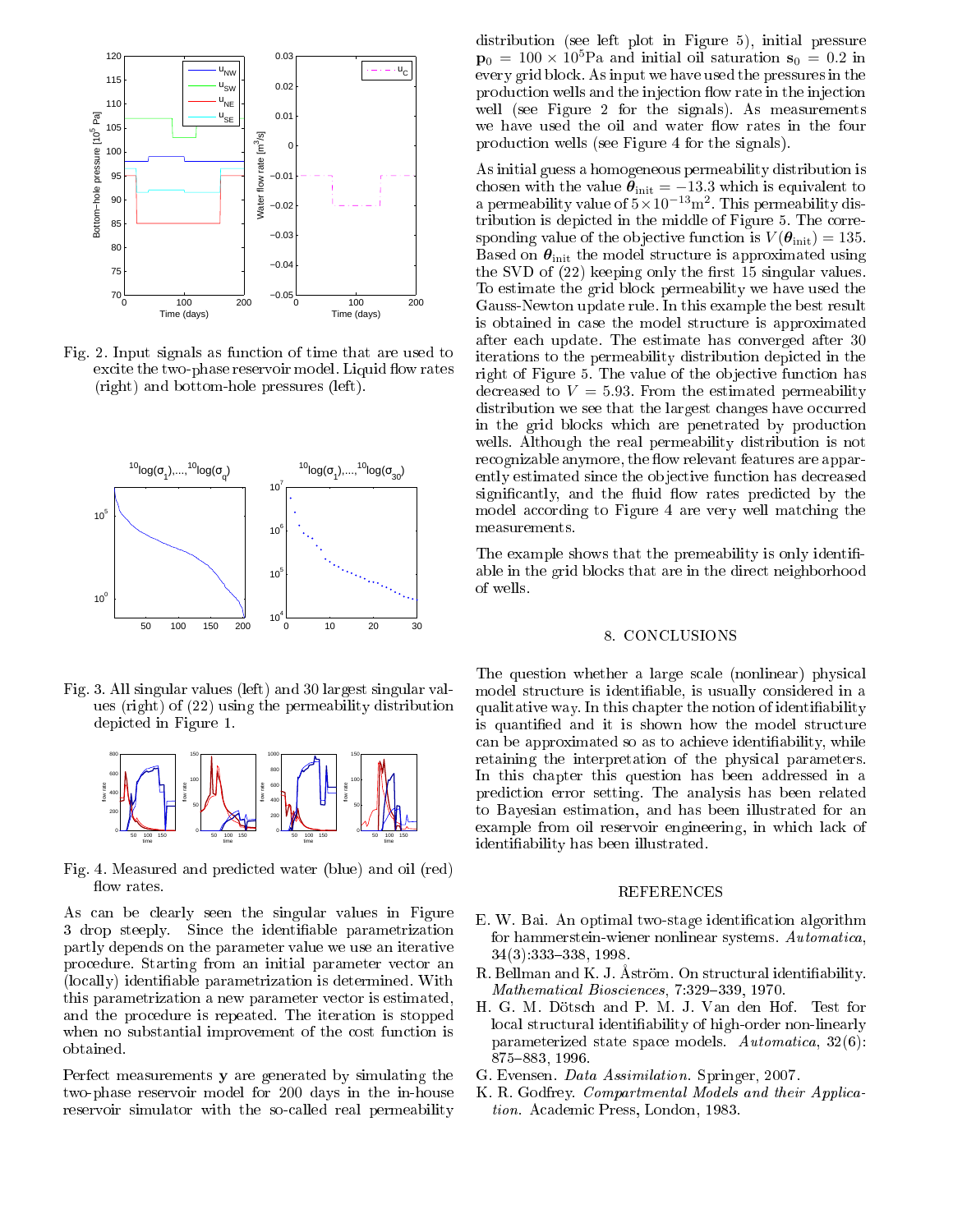Fig. 2. Input signals as function of time that are used to excite the two-phase reservoir model. Liquid flow rates (right) and bottom-hole pressures (left).

Fig. 3. All singular values (left) and 30 largest singular values (right) of (22) using the permeability distribution depicted in Figure 1.

Fig. 4. Measured and predicted water (blue) and oil (red) flow rates.

As can be clearly seen the singular values in Figure 3 drop steeply. Since the identifiable parametrization partly depends on the parameter value we use an iterative procedure. Starting from an initial parameter vector an (locally) identifiable parametrization is determined. With this parametrization a new parameter vector is estimated, and the procedure is repeated. The iteration is stopped when no substantial improvement of the cost function is obtained.

Perfect measurements $\mathbf{y}$ are generated by simulating the two-phase reservoir model for 200 days in the in-house reservoir simulator with the so-called real permeability distribution (see left plot in Figure 5), initial pressure $\mathbf{p}_0 = 100 \times 10^5$Pa and initial oil saturation $\mathbf{s}_0 = 0.2$ in every grid block. As input we have used the pressures in the production wells and the injection flow rate in the injection well (see Figure 2 for the signals). As measurements we have used the oil and water flow rates in the four production wells (see Figure 4 for the signals).

As initial guess a homogeneous permeability distribution is chosen with the value $\boldsymbol{\theta}_{\text{init}} = -13.3$ which is equivalent to a permeability value of $5 \times 10^{-13}\text{m}^2$. This permeability distribution is depicted in the middle of Figure 5. The corresponding value of the objective function is $V(\boldsymbol{\theta}_{\text{init}}) = 135$. Based on $\boldsymbol{\theta}_{\text{init}}$ the model structure is approximated using the SVD of (22) keeping only the first 15 singular values. To estimate the grid block permeability we have used the Gauss-Newton update rule. In this example the best result is obtained in case the model structure is approximated after each update. The estimate has converged after 30 iterations to the permeability distribution depicted in the right of Figure 5. The value of the objective function has decreased to $V = 5.93$. From the estimated permeability distribution we see that the largest changes have occurred in the grid blocks which are penetrated by production wells. Although the real permeability distribution is not recognizable anymore, the flow relevant features are apparently estimated since the objective function has decreased significantly, and the fluid flow rates predicted by the model according to Figure 4 are very well matching the measurements.

The example shows that the premeability is only identifiable in the grid blocks that are in the direct neighborhood of wells.

## 8. CONCLUSIONS

The question whether a large scale (nonlinear) physical model structure is identifiable, is usually considered in a qualitative way. In this chapter the notion of identifiability is quantified and it is shown how the model structure can be approximated so as to achieve identifiability, while retaining the interpretation of the physical parameters. In this chapter this question has been addressed in a prediction error setting. The analysis has been related to Bayesian estimation, and has been illustrated for an example from oil reservoir engineering, in which lack of identifiability has been illustrated.

## REFERENCES

E. W. Bai. An optimal two-stage identification algorithm for hammerstein-wiener nonlinear systems. *Automatica*, 34(3):333–338, 1998.

R. Bellman and K. J. Åström. On structural identifiability. *Mathematical Biosciences*, 7:329–339, 1970.

H. G. M. Dötsch and P. M. J. Van den Hof. Test for local structural identifiability of high-order non-linearly parameterized state space models. *Automatica*, 32(6): 875–883, 1996.

G. Evensen. *Data Assimilation*. Springer, 2007.

K. R. Godfrey. *Compartmental Models and their Application*. Academic Press, London, 1983.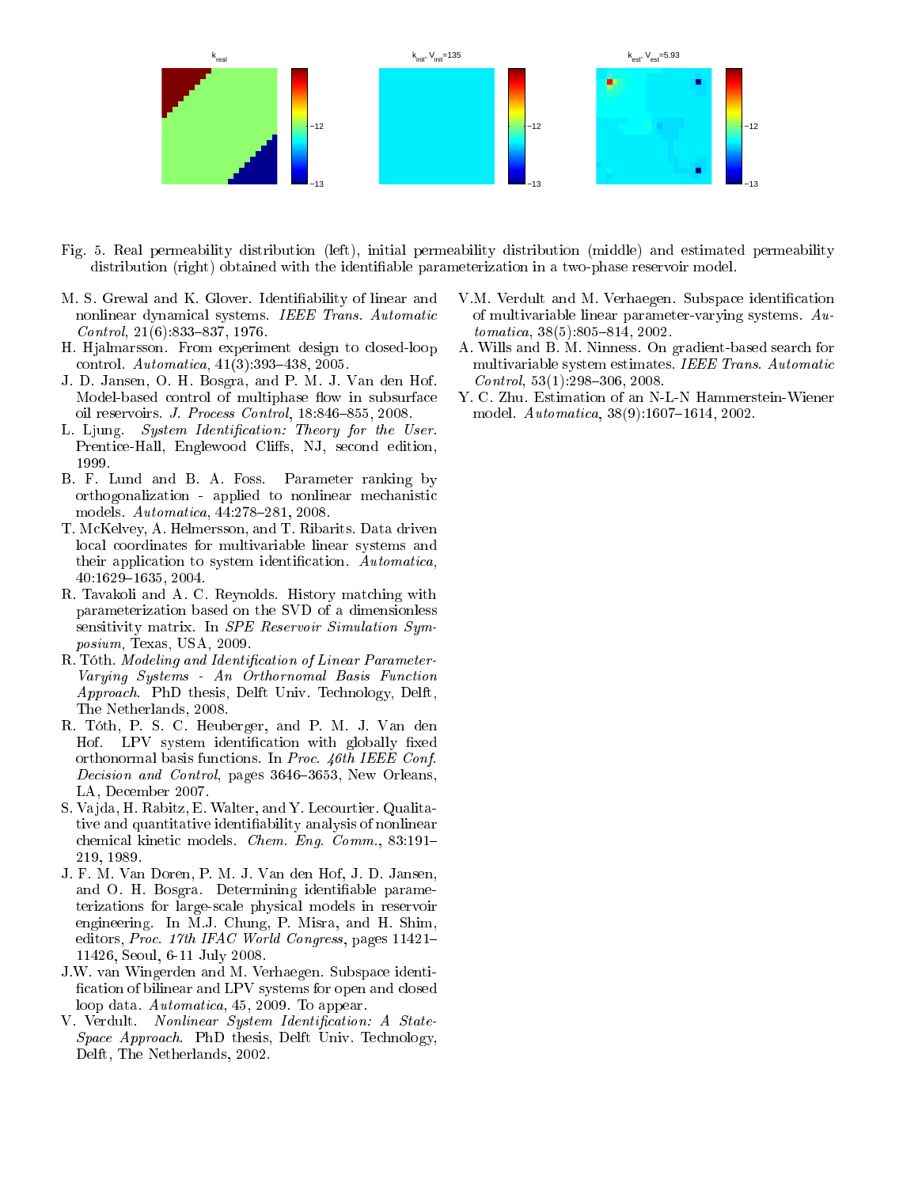$k_{real}$

−12

−13

$k_{init}$, $V_{init}$=135

−12

−13

$k_{est}$, $V_{est}$=5.93

−12

−13

Fig. 5. Real permeability distribution (left), initial permeability distribution (middle) and estimated permeability distribution (right) obtained with the identifiable parameterization in a two-phase reservoir model.

M. S. Grewal and K. Glover. Identifiability of linear and nonlinear dynamical systems. *IEEE Trans. Automatic Control*, 21(6):833–837, 1976.

H. Hjalmarsson. From experiment design to closed-loop control. *Automatica*, 41(3):393–438, 2005.

J. D. Jansen, O. H. Bosgra, and P. M. J. Van den Hof. Model-based control of multiphase flow in subsurface oil reservoirs. *J. Process Control*, 18:846–855, 2008.

L. Ljung. *System Identification: Theory for the User*. Prentice-Hall, Englewood Cliffs, NJ, second edition, 1999.

B. F. Lund and B. A. Foss. Parameter ranking by orthogonalization - applied to nonlinear mechanistic models. *Automatica*, 44:278–281, 2008.

T. McKelvey, A. Helmersson, and T. Ribarits. Data driven local coordinates for multivariable linear systems and their application to system identification. *Automatica*, 40:1629–1635, 2004.

R. Tavakoli and A. C. Reynolds. History matching with parameterization based on the SVD of a dimensionless sensitivity matrix. In *SPE Reservoir Simulation Symposium*, Texas, USA, 2009.

R. Tóth. *Modeling and Identification of Linear Parameter-Varying Systems - An Orthornomal Basis Function Approach*. PhD thesis, Delft Univ. Technology, Delft, The Netherlands, 2008.

R. Tóth, P. S. C. Heuberger, and P. M. J. Van den Hof. LPV system identification with globally fixed orthonormal basis functions. In *Proc. 46th IEEE Conf. Decision and Control*, pages 3646–3653, New Orleans, LA, December 2007.

S. Vajda, H. Rabitz, E. Walter, and Y. Lecourtier. Qualitative and quantitative identifiability analysis of nonlinear chemical kinetic models. *Chem. Eng. Comm.*, 83:191–219, 1989.

J. F. M. Van Doren, P. M. J. Van den Hof, J. D. Jansen, and O. H. Bosgra. Determining identifiable parameterizations for large-scale physical models in reservoir engineering. In M.J. Chung, P. Misra, and H. Shim, editors, *Proc. 17th IFAC World Congress*, pages 11421–11426, Seoul, 6-11 July 2008.

J.W. van Wingerden and M. Verhaegen. Subspace identification of bilinear and LPV systems for open and closed loop data. *Automatica*, 45, 2009. To appear.

V. Verdult. *Nonlinear System Identification: A State-Space Approach*. PhD thesis, Delft Univ. Technology, Delft, The Netherlands, 2002.

V.M. Verdult and M. Verhaegen. Subspace identification of multivariable linear parameter-varying systems. *Automatica*, 38(5):805–814, 2002.

A. Wills and B. M. Ninness. On gradient-based search for multivariable system estimates. *IEEE Trans. Automatic Control*, 53(1):298–306, 2008.

Y. C. Zhu. Estimation of an N-L-N Hammerstein-Wiener model. *Automatica*, 38(9):1607–1614, 2002.